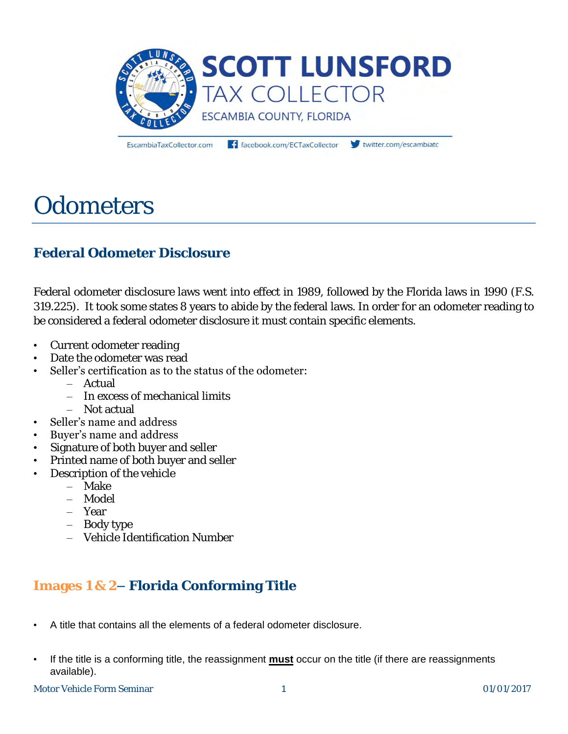SCOTT LUNSFORD
TAX COLLECTOR
ESCAMBIA COUNTY, FLORIDA

EscambiaTaxCollector.com facebook.com/ECTaxCollector twitter.com/escambiatc

# Odometers

## Federal Odometer Disclosure

Federal odometer disclosure laws went into effect in 1989, followed by the Florida laws in 1990 (F.S. 319.225). It took some states 8 years to abide by the federal laws. In order for an odometer reading to be considered a federal odometer disclosure it must contain specific elements.

- Current odometer reading
- Date the odometer was read
- Seller's certification as to the status of the odometer:
  - Actual
  - In excess of mechanical limits
  - Not actual
- Seller's name and address
- Buyer's name and address
- Signature of both buyer and seller
- Printed name of both buyer and seller
- Description of the vehicle
  - Make
  - Model
  - Year
  - Body type
  - Vehicle Identification Number

## Images 1 & 2– Florida Conforming Title

- A title that contains all the elements of a federal odometer disclosure.
- If the title is a conforming title, the reassignment **must** occur on the title (if there are reassignments available).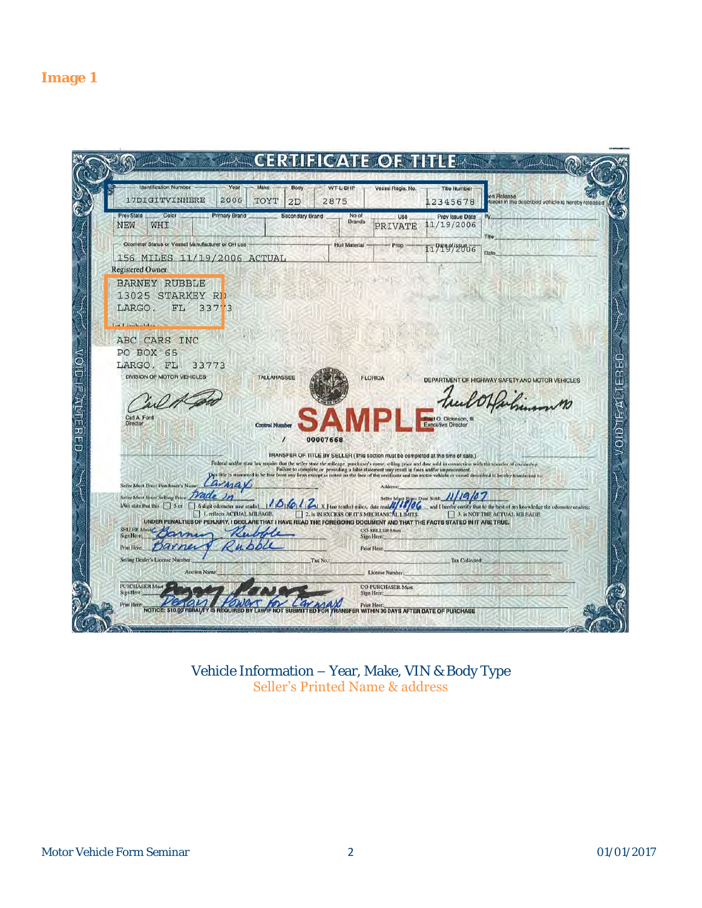## Image 1

**CERTIFICATE OF TITLE**

| Identification Number | Year | Make | Body | WT-L-BHP | Vessel Regis. No. | Title Number |
|---|---|---|---|---|---|---|
| 17DIGITVINHERE | 2006 | TOYT | 2D | 2875 | | 12345678 |

| Prev State | Color | Primary Brand | Secondary Brand | No of Brands | Use | Prev Issue Date |
|---|---|---|---|---|---|---|
| NEW | WHI | | | | PRIVATE | 11/19/2006 |

| Odometer Status or Vessel Manufacturer or OH use | Hull Material | Prop | Date of Issue |
|---|---|---|---|
| 156 MILES 11/19/2006 ACTUAL | | | 11/19/2006 |

Lien Release
Interest in the described vehicle is hereby released
By
Title
Date

Registered Owner
BARNEY RUBBLE
13025 STARKEY RD
LARGO, FL 33773

1st Lienholder
ABC CARS INC
PO BOX 65
LARGO, FL 33773

DIVISION OF MOTOR VEHICLES TALLAHASSEE FLORIDA DEPARTMENT OF HIGHWAY SAFETY AND MOTOR VEHICLES

Carl A. Ford
Director

Control Number / 00007668

SAMPLE

Fred O. Dickinson, III
Executive Director

VOID IF ALTERED

TRANSFER OF TITLE BY SELLER (This section must be completed at the time of sale.)
Federal and/or state law require that the seller state the mileage, purchaser's name, selling price and date sold in connection with the transfer of ownership. Failure to complete or providing a false statement may result in fines and/or imprisonment.
This title is warranted to be free from any liens except as noted on the face of the certificate and the motor vehicle or vessel described is hereby transferred to:

Seller Must Enter Purchaser's Name: Carmax Address:
Seller Must Enter Selling Price: Trade in Seller Must Enter Date Sold: 11/19/07
I/We state that this ☐ 5 or ☐ 6 digit odometer now reads 1 0 6 1 2 X (no tenths) miles, date read 11/18/06 and I hereby certify that to the best of my knowledge the odometer reading:
☐ 1. reflects ACTUAL MILEAGE. ☐ 2. is IN EXCESS OF IT'S MECHANICAL LIMITS. ☐ 3. is NOT THE ACTUAL MILEAGE
UNDER PENALTIES OF PERJURY, I DECLARE THAT I HAVE READ THE FOREGOING DOCUMENT AND THAT THE FACTS STATED IN IT ARE TRUE.

SELLER Must Sign Here: Barney Rubble CO-SELLER Must Sign Here:
Print Here: Barney Rubble Print Here:
Selling Dealer's License Number Tax No.: Tax Collected:
Auction Name: License Number:
PURCHASER Must Sign Here: [signature] CO-PURCHASER Must Sign Here:
Print Here: Delan Powers for Carmax Print Here:
NOTICE: $10.00 PENALTY IS REQUIRED BY LAW IF NOT SUBMITTED FOR TRANSFER WITHIN 30 DAYS AFTER DATE OF PURCHASE

Vehicle Information – Year, Make, VIN & Body Type
Seller's Printed Name & address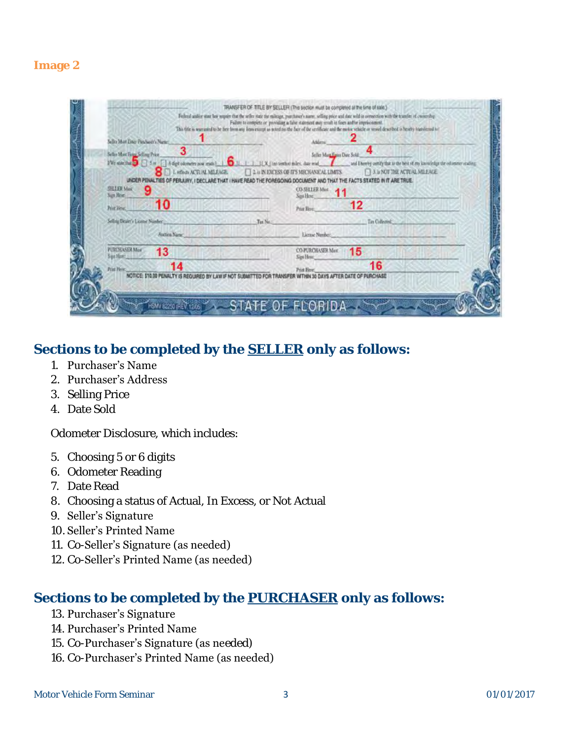**Image 2**

TRANSFER OF TITLE BY SELLER (This section must be completed at the time of sale.)

Federal and/or state law require that the seller state the mileage, purchaser's name, selling price and date sold in connection with the transfer of ownership. Failure to complete or providing a false statement may result in fines and/or imprisonment. This title is warranted to be free from any liens except as noted on the face of the certificate and the motor vehicle or vessel described is hereby transferred to:

Seller Must Enter Purchaser's Name: 1 Address: 2

Seller Must Enter Selling Price: 3 Seller Must Enter Date Sold: 4

I/We state that 5 ☐ 5 or ☐ 6 digit odometer now reads 6 (no tenths) miles, date read 7 and I hereby certify that to the best of my knowledge the odometer reading:

8 ☐ 1. reflects ACTUAL MILEAGE. ☐ 2. is IN EXCESS OF ITS MECHANICAL LIMITS. ☐ 3. is NOT THE ACTUAL MILEAGE.

UNDER PENALTIES OF PERJURY, I DECLARE THAT I HAVE READ THE FOREGOING DOCUMENT AND THAT THE FACTS STATED IN IT ARE TRUE.

SELLER Must Sign Here: 9 CO-SELLER Must Sign Here: 11

Print Here: 10 Print Here: 12

Selling Dealer's License Number: Tax No.: Tax Collected:

Auction Name: License Number:

PURCHASER Must Sign Here: 13 CO-PURCHASER Must Sign Here: 15

Print Here: 14 Print Here: 16

NOTICE: $10.00 PENALTY IS REQUIRED BY LAW IF NOT SUBMITTED FOR TRANSFER WITHIN 30 DAYS AFTER DATE OF PURCHASE

HSMV 82050 (REV 12/06) STATE OF FLORIDA

## Sections to be completed by the SELLER only as follows:

1. Purchaser's Name
2. Purchaser's Address
3. Selling Price
4. Date Sold

Odometer Disclosure, which includes:

5. Choosing 5 or 6 digits
6. Odometer Reading
7. Date Read
8. Choosing a status of Actual, In Excess, or Not Actual
9. Seller's Signature
10. Seller's Printed Name
11. Co-Seller's Signature (as needed)
12. Co-Seller's Printed Name (as needed)

## Sections to be completed by the PURCHASER only as follows:

13. Purchaser's Signature
14. Purchaser's Printed Name
15. Co-Purchaser's Signature (as needed)
16. Co-Purchaser's Printed Name (as needed)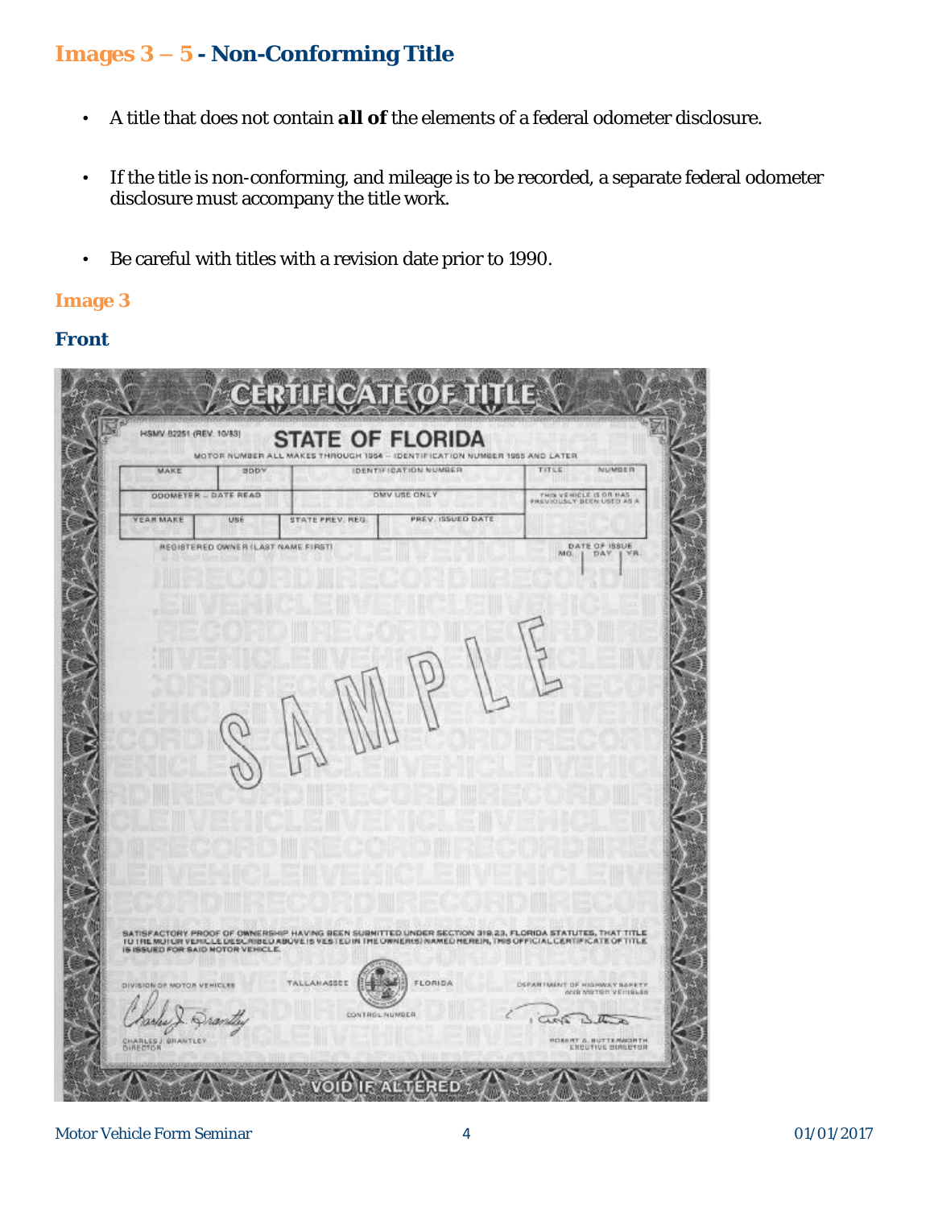## Images 3 – 5 - Non-Conforming Title

- A title that does not contain **all of** the elements of a federal odometer disclosure.
- If the title is non-conforming, and mileage is to be recorded, a separate federal odometer disclosure must accompany the title work.
- Be careful with titles with a revision date prior to 1990.

### Image 3

### Front

CERTIFICATE OF TITLE

HSMV 82251 (REV. 10/83)

STATE OF FLORIDA

MOTOR NUMBER ALL MAKES THROUGH 1954 – IDENTIFICATION NUMBER 1955 AND LATER

| MAKE | BODY | IDENTIFICATION NUMBER | | TITLE NUMBER |
|---|---|---|---|---|
| ODOMETER – DATE READ | | DMV USE ONLY | | THIS VEHICLE IS OR HAS PREVIOUSLY BEEN USED AS A |
| YEAR MAKE | USE | STATE PREV. REG. | PREV. ISSUED DATE | |

REGISTERED OWNER (LAST NAME FIRST)

DATE OF ISSUE MO. DAY YR.

SAMPLE

SATISFACTORY PROOF OF OWNERSHIP HAVING BEEN SUBMITTED UNDER SECTION 319.23, FLORIDA STATUTES, THAT TITLE TO THE MOTOR VEHICLE DESCRIBED ABOVE IS VESTED IN THE OWNER(S) NAMED HEREIN, THIS OFFICIAL CERTIFICATE OF TITLE IS ISSUED FOR SAID MOTOR VEHICLE.

DIVISION OF MOTOR VEHICLES TALLAHASSEE FLORIDA DEPARTMENT OF HIGHWAY SAFETY AND MOTOR VEHICLES

CONTROL NUMBER

CHARLES J. BRANTLEY DIRECTOR

ROBERT G. BUTTERWORTH EXECUTIVE DIRECTOR

VOID IF ALTERED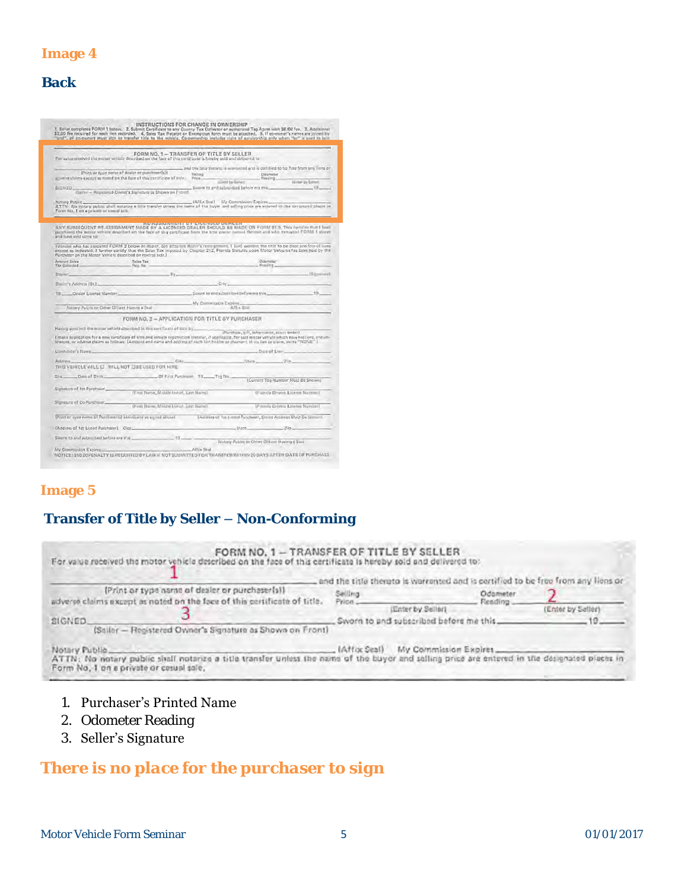**Image 4**

**Back**

**Image 5**

**Transfer of Title by Seller – Non-Conforming**

1. Purchaser's Printed Name
2. Odometer Reading
3. Seller's Signature

## There is no place for the purchaser to sign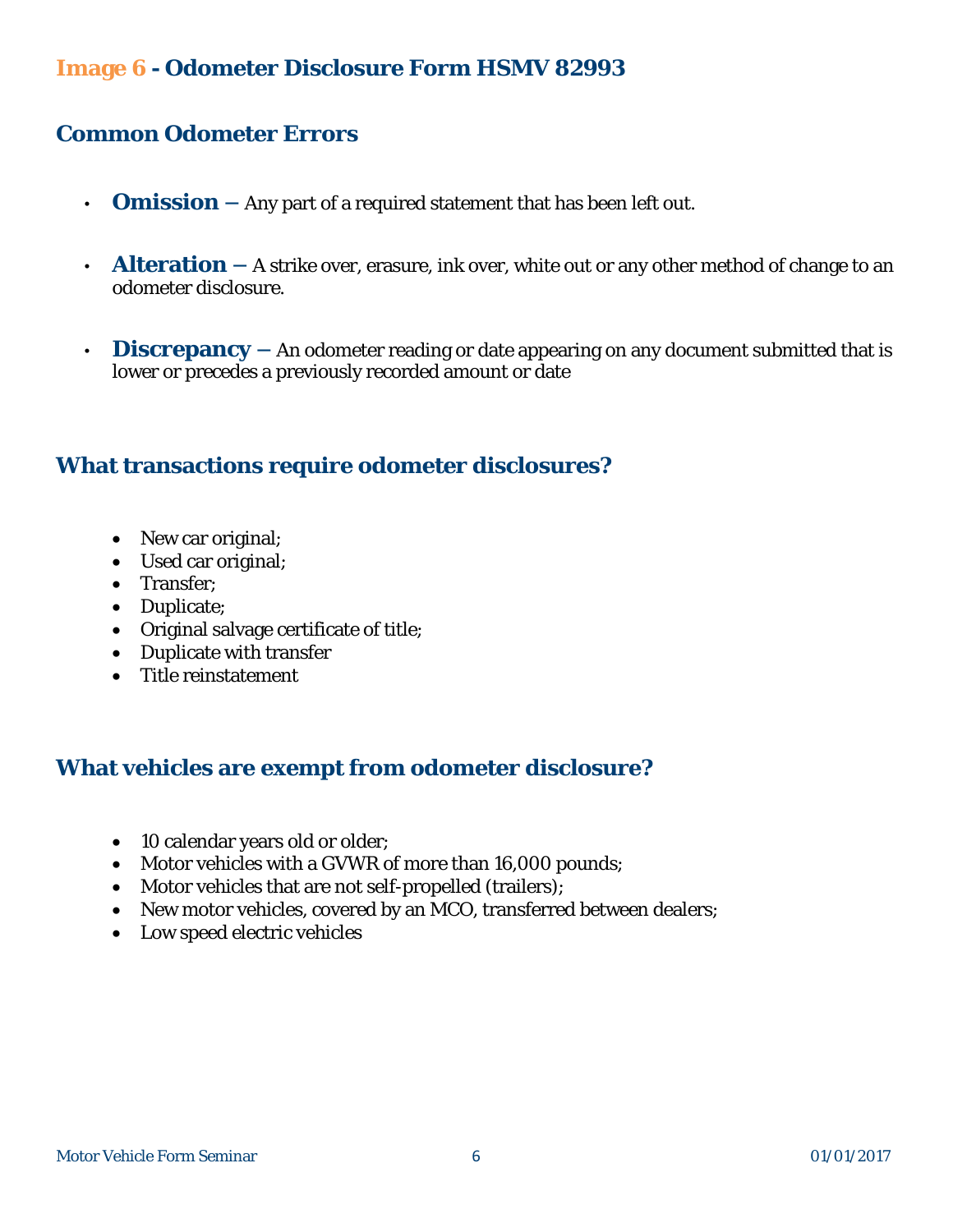## Image 6 - Odometer Disclosure Form HSMV 82993

## Common Odometer Errors

- **Omission –** Any part of a required statement that has been left out.
- **Alteration –** A strike over, erasure, ink over, white out or any other method of change to an odometer disclosure.
- **Discrepancy –** An odometer reading or date appearing on any document submitted that is lower or precedes a previously recorded amount or date

## What transactions require odometer disclosures?

- New car original;
- Used car original;
- Transfer;
- Duplicate;
- Original salvage certificate of title;
- Duplicate with transfer
- Title reinstatement

## What vehicles are exempt from odometer disclosure?

- 10 calendar years old or older;
- Motor vehicles with a GVWR of more than 16,000 pounds;
- Motor vehicles that are not self-propelled (trailers);
- New motor vehicles, covered by an MCO, transferred between dealers;
- Low speed electric vehicles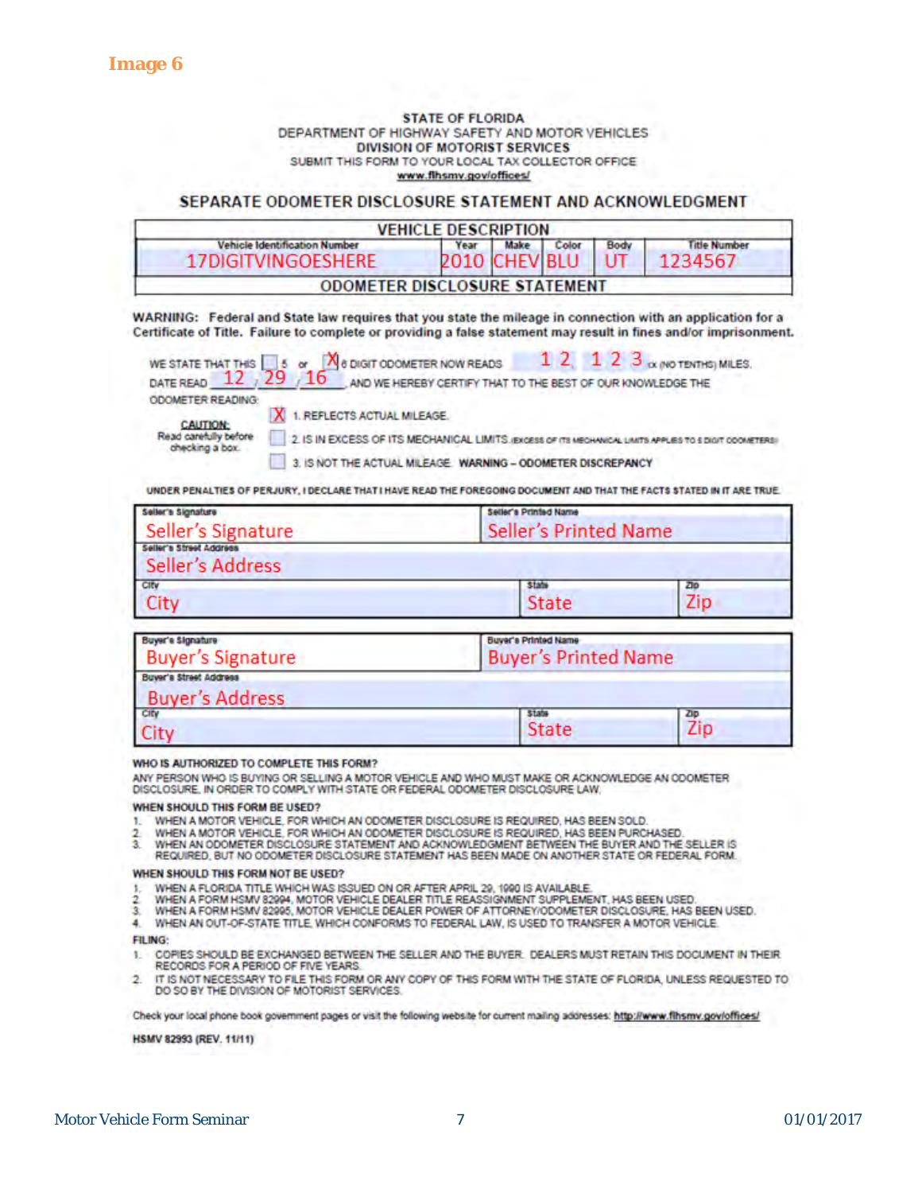**Image 6**

**STATE OF FLORIDA**
DEPARTMENT OF HIGHWAY SAFETY AND MOTOR VEHICLES
**DIVISION OF MOTORIST SERVICES**
SUBMIT THIS FORM TO YOUR LOCAL TAX COLLECTOR OFFICE
**www.flhsmv.gov/offices/**

## SEPARATE ODOMETER DISCLOSURE STATEMENT AND ACKNOWLEDGMENT

| VEHICLE DESCRIPTION | | | | | |
|---|---|---|---|---|---|
| Vehicle Identification Number | Year | Make | Color | Body | Title Number |
| 17DIGITVINGOESHERE | 2010 | CHEV | BLU | UT | 1234567 |

**ODOMETER DISCLOSURE STATEMENT**

**WARNING: Federal and State law requires that you state the mileage in connection with an application for a Certificate of Title. Failure to complete or providing a false statement may result in fines and/or imprisonment.**

WE STATE THAT THIS [ ] 5 or [X] 6 DIGIT ODOMETER NOW READS 1 2 1 2 3 (NO TENTHS) MILES.
DATE READ 12 / 29 / 16 AND WE HEREBY CERTIFY THAT TO THE BEST OF OUR KNOWLEDGE THE ODOMETER READING:

**CAUTION:** Read carefully before checking a box.

- [X] 1. REFLECTS ACTUAL MILEAGE.
- [ ] 2. IS IN EXCESS OF ITS MECHANICAL LIMITS. (EXCESS OF ITS MECHANICAL LIMITS APPLIES TO 5 DIGIT ODOMETERS)
- [ ] 3. IS NOT THE ACTUAL MILEAGE. **WARNING – ODOMETER DISCREPANCY**

**UNDER PENALTIES OF PERJURY, I DECLARE THAT I HAVE READ THE FOREGOING DOCUMENT AND THAT THE FACTS STATED IN IT ARE TRUE.**

| Seller's Signature | Seller's Printed Name | |
|---|---|---|
| Seller's Signature | Seller's Printed Name | |
| Seller's Street Address: Seller's Address | | |
| City: City | State: State | Zip: Zip |

| Buyer's Signature | Buyer's Printed Name | |
|---|---|---|
| Buyer's Signature | Buyer's Printed Name | |
| Buyer's Street Address: Buyer's Address | | |
| City: City | State: State | Zip: Zip |

**WHO IS AUTHORIZED TO COMPLETE THIS FORM?**
ANY PERSON WHO IS BUYING OR SELLING A MOTOR VEHICLE AND WHO MUST MAKE OR ACKNOWLEDGE AN ODOMETER DISCLOSURE, IN ORDER TO COMPLY WITH STATE OR FEDERAL ODOMETER DISCLOSURE LAW.

**WHEN SHOULD THIS FORM BE USED?**
1. WHEN A MOTOR VEHICLE, FOR WHICH AN ODOMETER DISCLOSURE IS REQUIRED, HAS BEEN SOLD.
2. WHEN A MOTOR VEHICLE, FOR WHICH AN ODOMETER DISCLOSURE IS REQUIRED, HAS BEEN PURCHASED.
3. WHEN AN ODOMETER DISCLOSURE STATEMENT AND ACKNOWLEDGMENT BETWEEN THE BUYER AND THE SELLER IS REQUIRED, BUT NO ODOMETER DISCLOSURE STATEMENT HAS BEEN MADE ON ANOTHER STATE OR FEDERAL FORM.

**WHEN SHOULD THIS FORM NOT BE USED?**
1. WHEN A FLORIDA TITLE WHICH WAS ISSUED ON OR AFTER APRIL 29, 1990 IS AVAILABLE.
2. WHEN A FORM HSMV 82994, MOTOR VEHICLE DEALER TITLE REASSIGNMENT SUPPLEMENT, HAS BEEN USED.
3. WHEN A FORM HSMV 82995, MOTOR VEHICLE DEALER POWER OF ATTORNEY/ODOMETER DISCLOSURE, HAS BEEN USED.
4. WHEN AN OUT-OF-STATE TITLE, WHICH CONFORMS TO FEDERAL LAW, IS USED TO TRANSFER A MOTOR VEHICLE.

**FILING:**
1. COPIES SHOULD BE EXCHANGED BETWEEN THE SELLER AND THE BUYER. DEALERS MUST RETAIN THIS DOCUMENT IN THEIR RECORDS FOR A PERIOD OF FIVE YEARS.
2. IT IS NOT NECESSARY TO FILE THIS FORM OR ANY COPY OF THIS FORM WITH THE STATE OF FLORIDA, UNLESS REQUESTED TO DO SO BY THE DIVISION OF MOTORIST SERVICES.

Check your local phone book government pages or visit the following website for current mailing addresses: **http://www.flhsmv.gov/offices/**

**HSMV 82993 (REV. 11/11)**